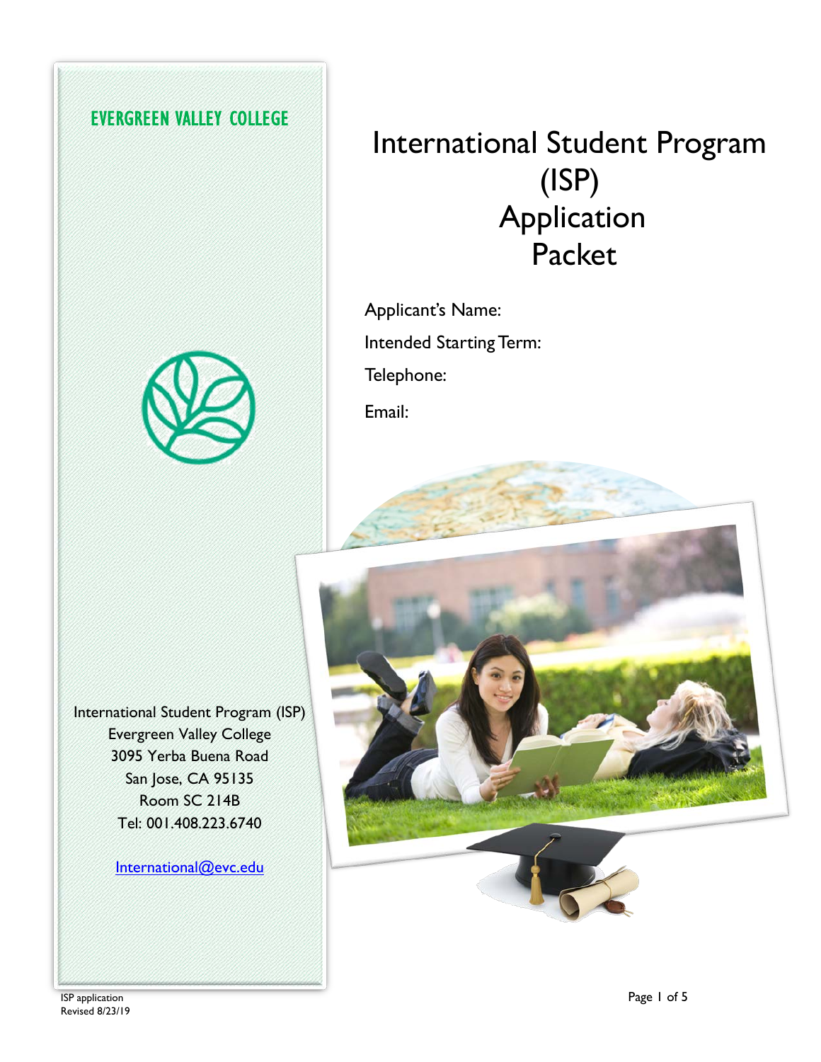EVERGREEN VALLEY COLLEGE

# International Student Program (ISP) Application Packet

Applicant's Name:

Intended Starting Term:

Telephone:

Email:

International Student Program (ISP)
Evergreen Valley College
3095 Yerba Buena Road
San Jose, CA 95135
Room SC 214B
Tel: 001.408.223.6740

International@evc.edu

ISP application
Revised 8/23/19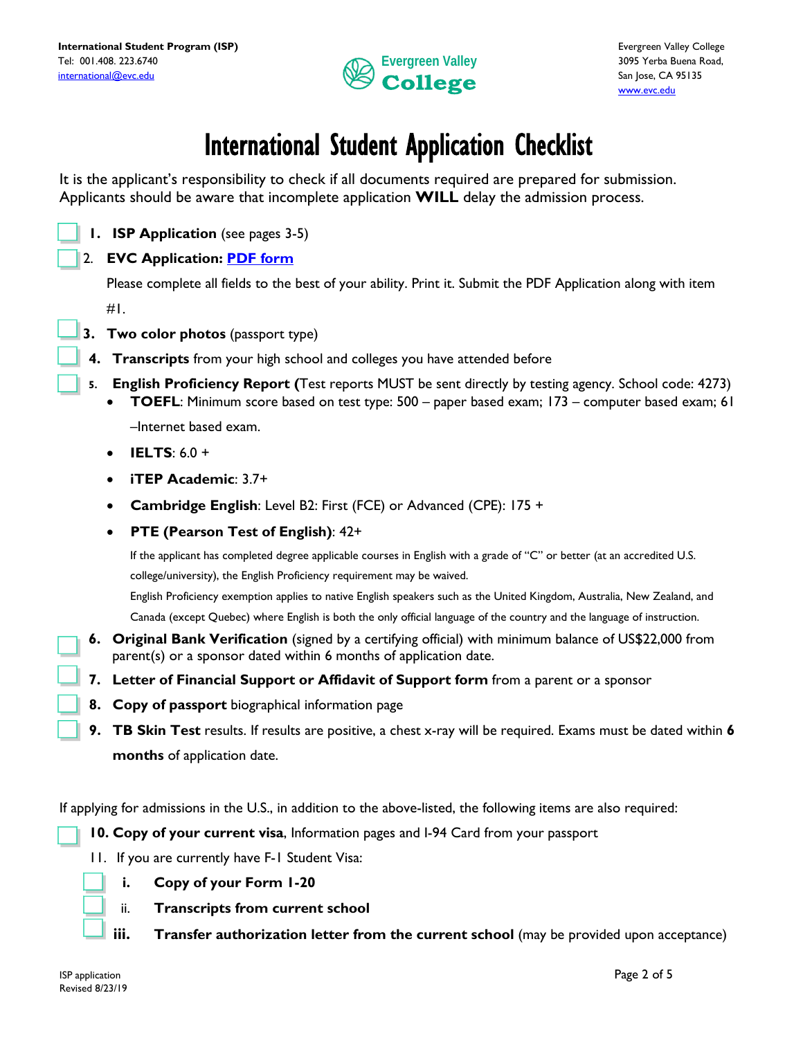# International Student Application Checklist

It is the applicant's responsibility to check if all documents required are prepared for submission. Applicants should be aware that incomplete application **WILL** delay the admission process.

- [ ] **1. ISP Application** (see pages 3-5)
- [ ] 2. **EVC Application: PDF form**

  Please complete all fields to the best of your ability. Print it. Submit the PDF Application along with item #1.
- [ ] **3. Two color photos** (passport type)
- [ ] **4. Transcripts** from your high school and colleges you have attended before
- [ ] **5. English Proficiency Report (**Test reports MUST be sent directly by testing agency. School code: 4273)
  - **TOEFL**: Minimum score based on test type: 500 – paper based exam; 173 – computer based exam; 61 –Internet based exam.
  - **IELTS**: 6.0 +
  - **iTEP Academic**: 3.7+
  - **Cambridge English**: Level B2: First (FCE) or Advanced (CPE): 175 +
  - **PTE (Pearson Test of English)**: 42+

  If the applicant has completed degree applicable courses in English with a grade of "C" or better (at an accredited U.S. college/university), the English Proficiency requirement may be waived.

  English Proficiency exemption applies to native English speakers such as the United Kingdom, Australia, New Zealand, and Canada (except Quebec) where English is both the only official language of the country and the language of instruction.
- [ ] **6. Original Bank Verification** (signed by a certifying official) with minimum balance of US$22,000 from parent(s) or a sponsor dated within 6 months of application date.
- [ ] **7. Letter of Financial Support or Affidavit of Support form** from a parent or a sponsor
- [ ] **8. Copy of passport** biographical information page
- [ ] **9. TB Skin Test** results. If results are positive, a chest x-ray will be required. Exams must be dated within **6 months** of application date.

If applying for admissions in the U.S., in addition to the above-listed, the following items are also required:

- [ ] **10. Copy of your current visa**, Information pages and I-94 Card from your passport
- 11. If you are currently have F-1 Student Visa:
  - [ ] **i. Copy of your Form 1-20**
  - [ ] ii. **Transcripts from current school**
  - [ ] **iii. Transfer authorization letter from the current school** (may be provided upon acceptance)

ISP application
Revised 8/23/19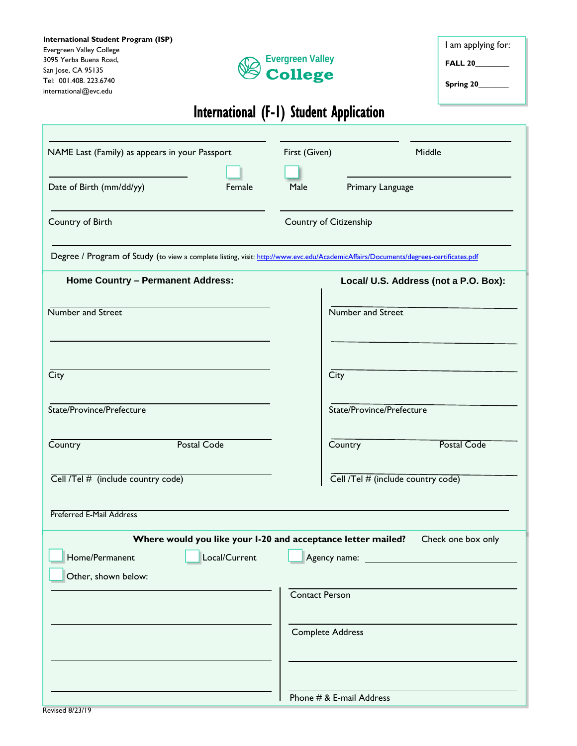**International Student Program (ISP)**
Evergreen Valley College
3095 Yerba Buena Road,
San Jose, CA 95135
Tel: 001.408. 223.6740
international@evc.edu

Evergreen Valley **College**

I am applying for:

**FALL 20**________

**Spring 20**_______

# International (F-1) Student Application

NAME Last (Family) as appears in your Passport ____________ First (Given) ____________ Middle ____________

Date of Birth (mm/dd/yy) ____________ ☐ Female ☐ Male Primary Language ____________

Country of Birth ____________ Country of Citizenship ____________

Degree / Program of Study (to view a complete listing, visit: http://www.evc.edu/AcademicAffairs/Documents/degrees-certificates.pdf

| **Home Country – Permanent Address:** | **Local/ U.S. Address (not a P.O. Box):** |
| --- | --- |
| Number and Street | Number and Street |
| City | City |
| State/Province/Prefecture | State/Province/Prefecture |
| Country Postal Code | Country Postal Code |
| Cell /Tel # (include country code) | Cell /Tel # (include country code) |

Preferred E-Mail Address ____________

**Where would you like your I-20 and acceptance letter mailed?** Check one box only

☐ Home/Permanent ☐ Local/Current ☐ Agency name: ____________

☐ Other, shown below:

Contact Person ____________

Complete Address ____________

Phone # & E-mail Address ____________

Revised 8/23/19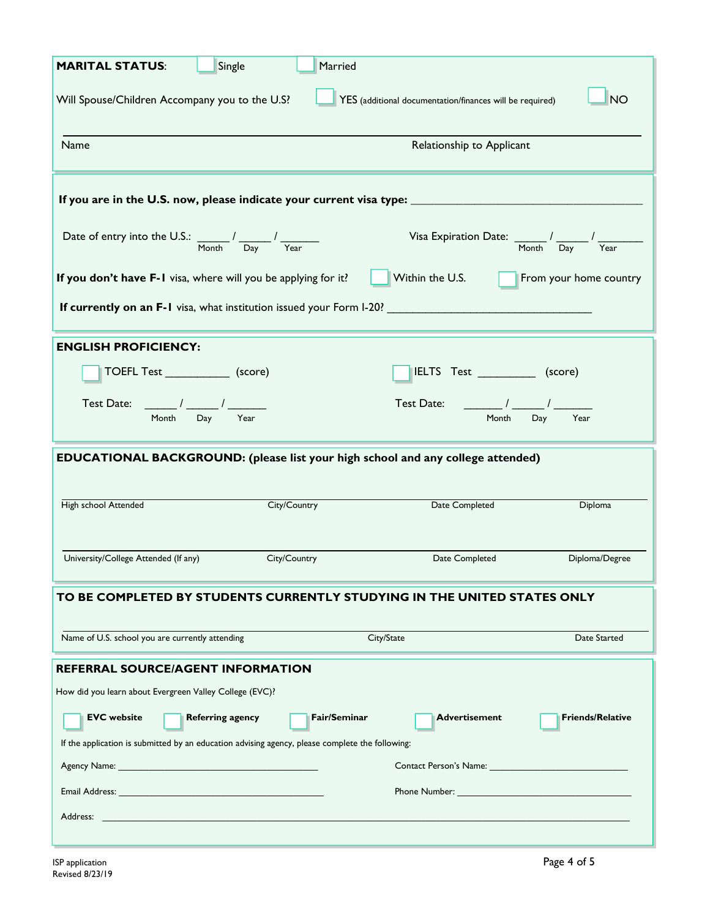**MARITAL STATUS**: ☐ Single ☐ Married

Will Spouse/Children Accompany you to the U.S? ☐ YES (additional documentation/finances will be required) ☐ NO

| Name | Relationship to Applicant |
|---|---|
| | |

**If you are in the U.S. now, please indicate your current visa type:** ____________________________________

Date of entry into the U.S.: _____ / _____ / ______ (Month / Day / Year)

Visa Expiration Date: _____ / _____ / _______ (Month / Day / Year)

**If you don't have F-1** visa, where will you be applying for it? ☐ Within the U.S. ☐ From your home country

**If currently on an F-1** visa, what institution issued your Form I-20? _________________________________

**ENGLISH PROFICIENCY:**

☐ TOEFL Test __________ (score)

Test Date: _____ / _____ / ______ (Month / Day / Year)

☐ IELTS Test _________ (score)

Test Date: ______ / _____ / ______ (Month / Day / Year)

**EDUCATIONAL BACKGROUND: (please list your high school and any college attended)**

| High school Attended | City/Country | Date Completed | Diploma |
|---|---|---|---|
| | | | |

| University/College Attended (If any) | City/Country | Date Completed | Diploma/Degree |
|---|---|---|---|
| | | | |

**TO BE COMPLETED BY STUDENTS CURRENTLY STUDYING IN THE UNITED STATES ONLY**

| Name of U.S. school you are currently attending | City/State | Date Started |
|---|---|---|
| | | |

**REFERRAL SOURCE/AGENT INFORMATION**

How did you learn about Evergreen Valley College (EVC)?

☐ **EVC website** ☐ **Referring agency** ☐ **Fair/Seminar** ☐ **Advertisement** ☐ **Friends/Relative**

If the application is submitted by an education advising agency, please complete the following:

Agency Name: ________________________________________ Contact Person's Name: ___________________________

Email Address: _________________________________________ Phone Number: ___________________________________

Address: ______________________________________________________________________________________________

ISP application
Revised 8/23/19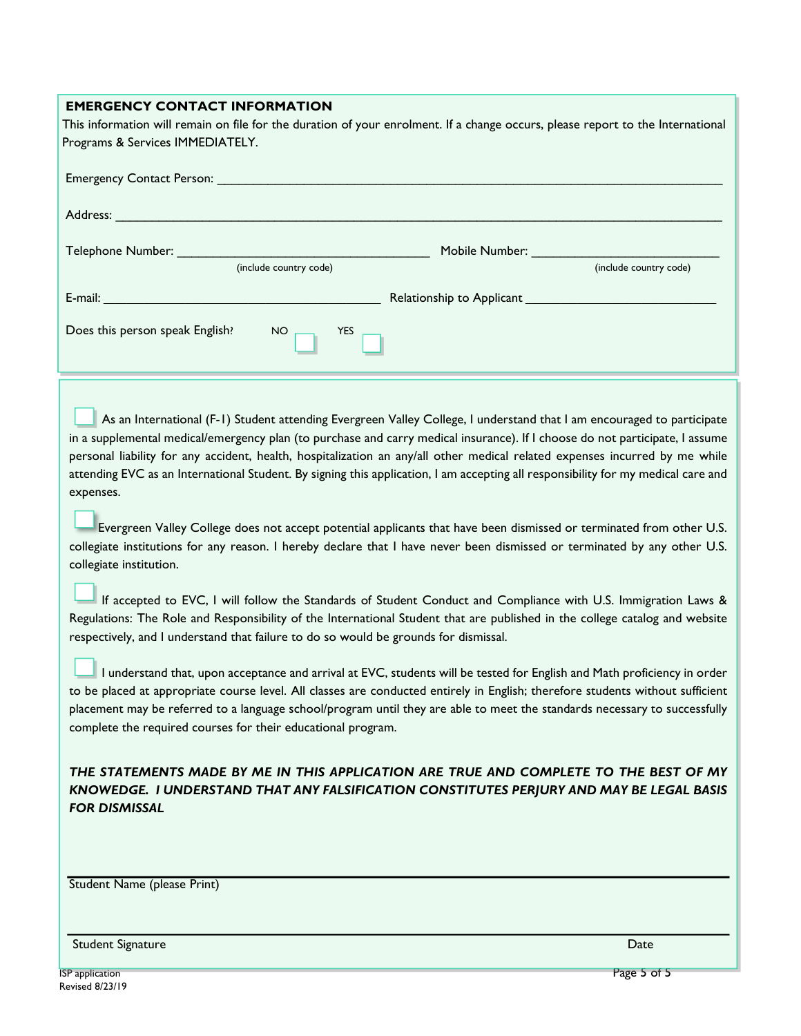**EMERGENCY CONTACT INFORMATION**

This information will remain on file for the duration of your enrolment. If a change occurs, please report to the International Programs & Services IMMEDIATELY.

Emergency Contact Person: ______________________________________________

Address: ______________________________________________

Telephone Number: ______________________ (include country code) Mobile Number: ______________________ (include country code)

E-mail: ______________________ Relationship to Applicant ______________________

Does this person speak English? NO ☐ YES ☐

☐ As an International (F-1) Student attending Evergreen Valley College, I understand that I am encouraged to participate in a supplemental medical/emergency plan (to purchase and carry medical insurance). If I choose do not participate, I assume personal liability for any accident, health, hospitalization an any/all other medical related expenses incurred by me while attending EVC as an International Student. By signing this application, I am accepting all responsibility for my medical care and expenses.

☐ Evergreen Valley College does not accept potential applicants that have been dismissed or terminated from other U.S. collegiate institutions for any reason. I hereby declare that I have never been dismissed or terminated by any other U.S. collegiate institution.

☐ If accepted to EVC, I will follow the Standards of Student Conduct and Compliance with U.S. Immigration Laws & Regulations: The Role and Responsibility of the International Student that are published in the college catalog and website respectively, and I understand that failure to do so would be grounds for dismissal.

☐ I understand that, upon acceptance and arrival at EVC, students will be tested for English and Math proficiency in order to be placed at appropriate course level. All classes are conducted entirely in English; therefore students without sufficient placement may be referred to a language school/program until they are able to meet the standards necessary to successfully complete the required courses for their educational program.

***THE STATEMENTS MADE BY ME IN THIS APPLICATION ARE TRUE AND COMPLETE TO THE BEST OF MY KNOWEDGE. I UNDERSTAND THAT ANY FALSIFICATION CONSTITUTES PERJURY AND MAY BE LEGAL BASIS FOR DISMISSAL***

______________________________________________

Student Name (please Print)

______________________________________________

Student Signature Date

ISP application
Revised 8/23/19